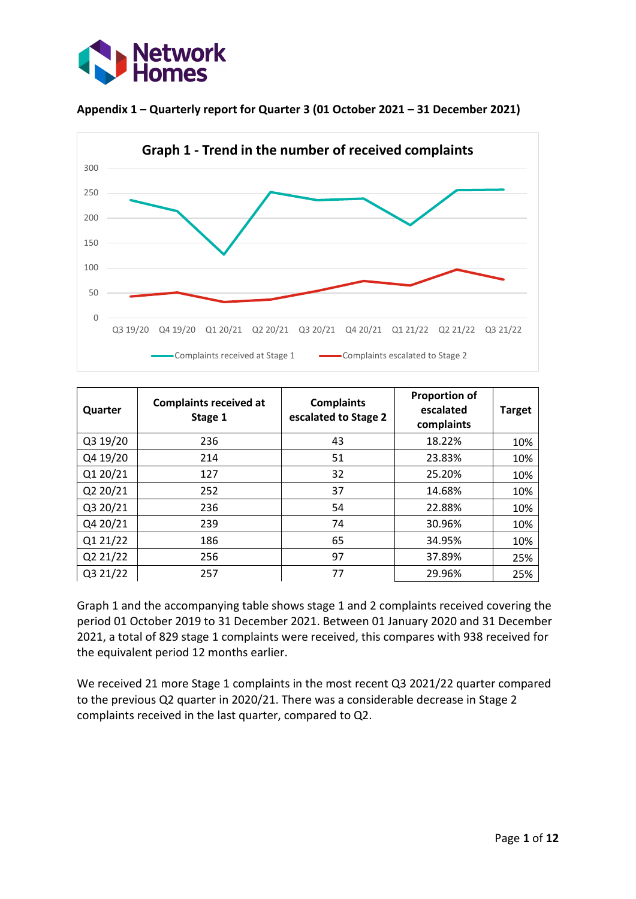**Appendix 1 – Quarterly report for Quarter 3 (01 October 2021 – 31 December 2021)**

Graph 1 - Trend in the number of received complaints

| Quarter | Complaints received at Stage 1 | Complaints escalated to Stage 2 | Proportion of escalated complaints | Target |
|---|---|---|---|---|
| Q3 19/20 | 236 | 43 | 18.22% | 10% |
| Q4 19/20 | 214 | 51 | 23.83% | 10% |
| Q1 20/21 | 127 | 32 | 25.20% | 10% |
| Q2 20/21 | 252 | 37 | 14.68% | 10% |
| Q3 20/21 | 236 | 54 | 22.88% | 10% |
| Q4 20/21 | 239 | 74 | 30.96% | 10% |
| Q1 21/22 | 186 | 65 | 34.95% | 10% |
| Q2 21/22 | 256 | 97 | 37.89% | 25% |
| Q3 21/22 | 257 | 77 | 29.96% | 25% |

Graph 1 and the accompanying table shows stage 1 and 2 complaints received covering the period 01 October 2019 to 31 December 2021. Between 01 January 2020 and 31 December 2021, a total of 829 stage 1 complaints were received, this compares with 938 received for the equivalent period 12 months earlier.

We received 21 more Stage 1 complaints in the most recent Q3 2021/22 quarter compared to the previous Q2 quarter in 2020/21. There was a considerable decrease in Stage 2 complaints received in the last quarter, compared to Q2.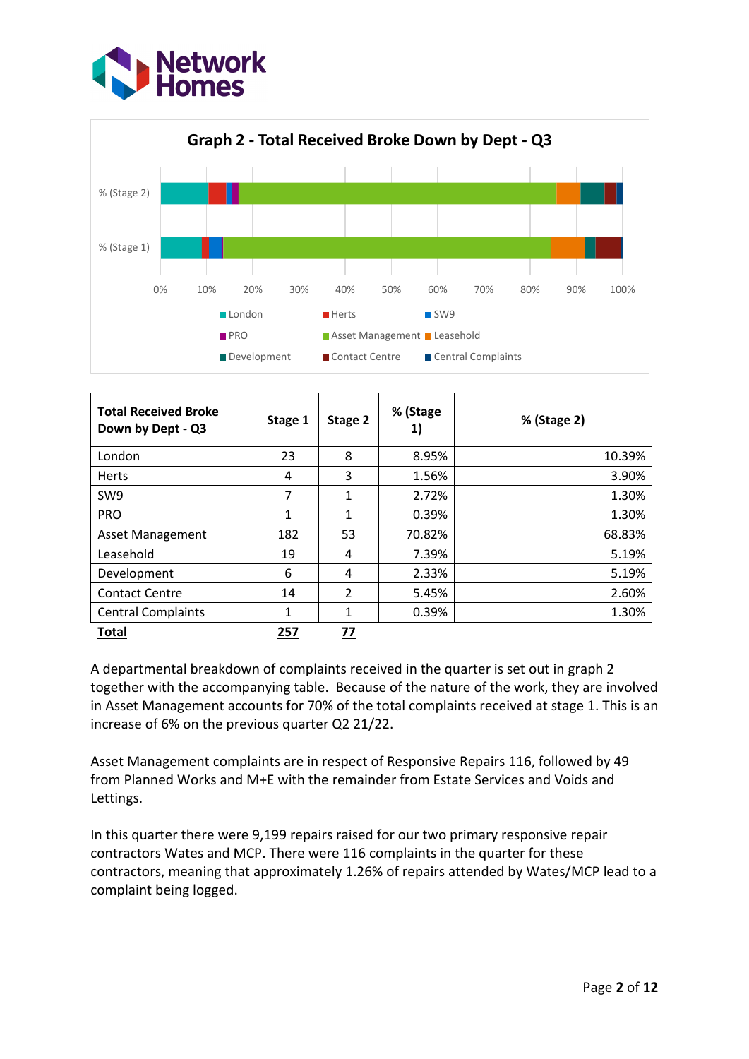**Graph 2 - Total Received Broke Down by Dept - Q3**

| Total Received Broke Down by Dept - Q3 | Stage 1 | Stage 2 | % (Stage 1) | % (Stage 2) |
|---|---|---|---|---|
| London | 23 | 8 | 8.95% | 10.39% |
| Herts | 4 | 3 | 1.56% | 3.90% |
| SW9 | 7 | 1 | 2.72% | 1.30% |
| PRO | 1 | 1 | 0.39% | 1.30% |
| Asset Management | 182 | 53 | 70.82% | 68.83% |
| Leasehold | 19 | 4 | 7.39% | 5.19% |
| Development | 6 | 4 | 2.33% | 5.19% |
| Contact Centre | 14 | 2 | 5.45% | 2.60% |
| Central Complaints | 1 | 1 | 0.39% | 1.30% |
| **Total** | **257** | **77** | | |

A departmental breakdown of complaints received in the quarter is set out in graph 2 together with the accompanying table. Because of the nature of the work, they are involved in Asset Management accounts for 70% of the total complaints received at stage 1. This is an increase of 6% on the previous quarter Q2 21/22.

Asset Management complaints are in respect of Responsive Repairs 116, followed by 49 from Planned Works and M+E with the remainder from Estate Services and Voids and Lettings.

In this quarter there were 9,199 repairs raised for our two primary responsive repair contractors Wates and MCP. There were 116 complaints in the quarter for these contractors, meaning that approximately 1.26% of repairs attended by Wates/MCP lead to a complaint being logged.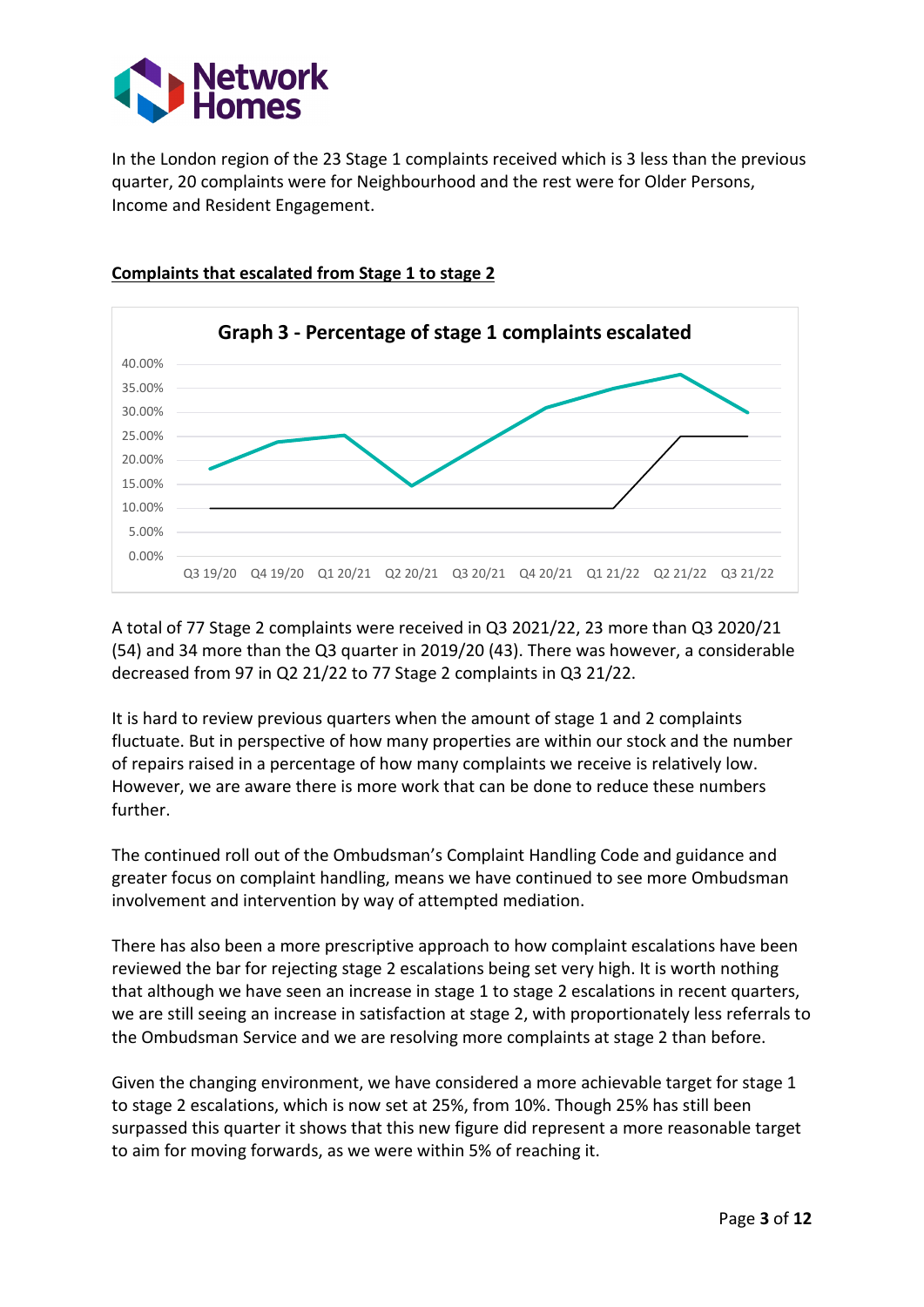In the London region of the 23 Stage 1 complaints received which is 3 less than the previous quarter, 20 complaints were for Neighbourhood and the rest were for Older Persons, Income and Resident Engagement.

**Complaints that escalated from Stage 1 to stage 2**

**Graph 3 - Percentage of stage 1 complaints escalated**

A total of 77 Stage 2 complaints were received in Q3 2021/22, 23 more than Q3 2020/21 (54) and 34 more than the Q3 quarter in 2019/20 (43). There was however, a considerable decreased from 97 in Q2 21/22 to 77 Stage 2 complaints in Q3 21/22.

It is hard to review previous quarters when the amount of stage 1 and 2 complaints fluctuate. But in perspective of how many properties are within our stock and the number of repairs raised in a percentage of how many complaints we receive is relatively low. However, we are aware there is more work that can be done to reduce these numbers further.

The continued roll out of the Ombudsman's Complaint Handling Code and guidance and greater focus on complaint handling, means we have continued to see more Ombudsman involvement and intervention by way of attempted mediation.

There has also been a more prescriptive approach to how complaint escalations have been reviewed the bar for rejecting stage 2 escalations being set very high. It is worth nothing that although we have seen an increase in stage 1 to stage 2 escalations in recent quarters, we are still seeing an increase in satisfaction at stage 2, with proportionately less referrals to the Ombudsman Service and we are resolving more complaints at stage 2 than before.

Given the changing environment, we have considered a more achievable target for stage 1 to stage 2 escalations, which is now set at 25%, from 10%. Though 25% has still been surpassed this quarter it shows that this new figure did represent a more reasonable target to aim for moving forwards, as we were within 5% of reaching it.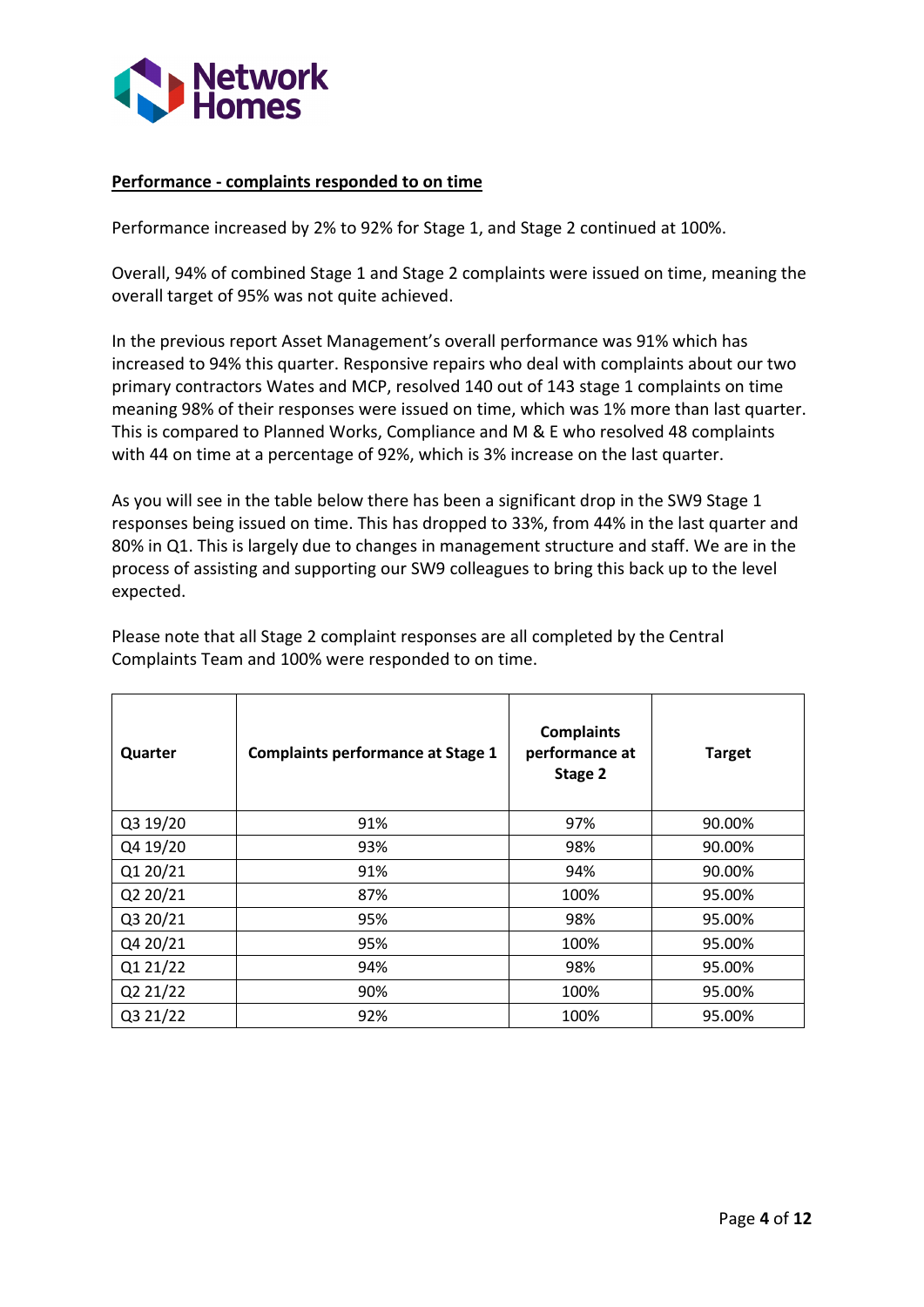## Performance - complaints responded to on time

Performance increased by 2% to 92% for Stage 1, and Stage 2 continued at 100%.

Overall, 94% of combined Stage 1 and Stage 2 complaints were issued on time, meaning the overall target of 95% was not quite achieved.

In the previous report Asset Management's overall performance was 91% which has increased to 94% this quarter. Responsive repairs who deal with complaints about our two primary contractors Wates and MCP, resolved 140 out of 143 stage 1 complaints on time meaning 98% of their responses were issued on time, which was 1% more than last quarter. This is compared to Planned Works, Compliance and M & E who resolved 48 complaints with 44 on time at a percentage of 92%, which is 3% increase on the last quarter.

As you will see in the table below there has been a significant drop in the SW9 Stage 1 responses being issued on time. This has dropped to 33%, from 44% in the last quarter and 80% in Q1. This is largely due to changes in management structure and staff. We are in the process of assisting and supporting our SW9 colleagues to bring this back up to the level expected.

Please note that all Stage 2 complaint responses are all completed by the Central Complaints Team and 100% were responded to on time.

| Quarter | Complaints performance at Stage 1 | Complaints performance at Stage 2 | Target |
|---|---|---|---|
| Q3 19/20 | 91% | 97% | 90.00% |
| Q4 19/20 | 93% | 98% | 90.00% |
| Q1 20/21 | 91% | 94% | 90.00% |
| Q2 20/21 | 87% | 100% | 95.00% |
| Q3 20/21 | 95% | 98% | 95.00% |
| Q4 20/21 | 95% | 100% | 95.00% |
| Q1 21/22 | 94% | 98% | 95.00% |
| Q2 21/22 | 90% | 100% | 95.00% |
| Q3 21/22 | 92% | 100% | 95.00% |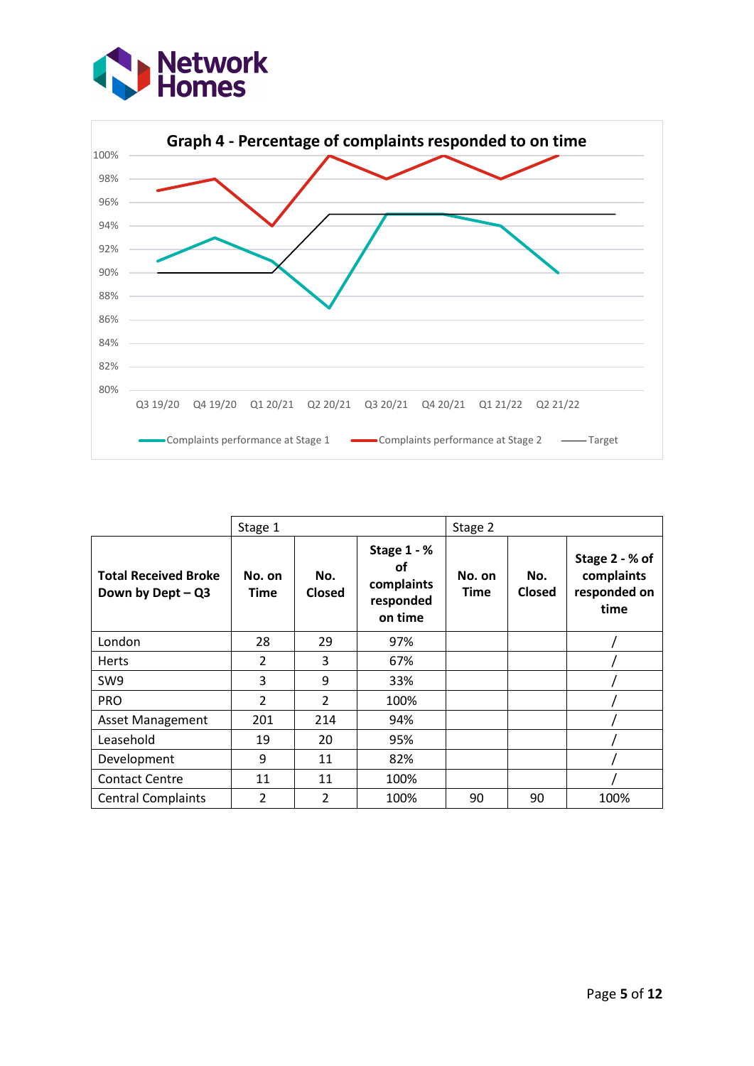## Graph 4 - Percentage of complaints responded to on time

| | Q3 19/20 | Q4 19/20 | Q1 20/21 | Q2 20/21 | Q3 20/21 | Q4 20/21 | Q1 21/22 | Q2 21/22 |
|---|---|---|---|---|---|---|---|---|
| Complaints performance at Stage 1 | 91% | 93% | 91% | 87% | 95% | 95% | 94% | 90% |
| Complaints performance at Stage 2 | 97% | 98% | 94% | 100% | 98% | 100% | 98% | 100% |
| Target | 90% | 90% | 90% | 95% | 95% | 95% | 95% | 95% |

| | Stage 1 | | | Stage 2 | | |
|---|---|---|---|---|---|---|
| **Total Received Broke Down by Dept – Q3** | **No. on Time** | **No. Closed** | **Stage 1 - % of complaints responded on time** | **No. on Time** | **No. Closed** | **Stage 2 - % of complaints responded on time** |
| London | 28 | 29 | 97% | | | / |
| Herts | 2 | 3 | 67% | | | / |
| SW9 | 3 | 9 | 33% | | | / |
| PRO | 2 | 2 | 100% | | | / |
| Asset Management | 201 | 214 | 94% | | | / |
| Leasehold | 19 | 20 | 95% | | | / |
| Development | 9 | 11 | 82% | | | / |
| Contact Centre | 11 | 11 | 100% | | | / |
| Central Complaints | 2 | 2 | 100% | 90 | 90 | 100% |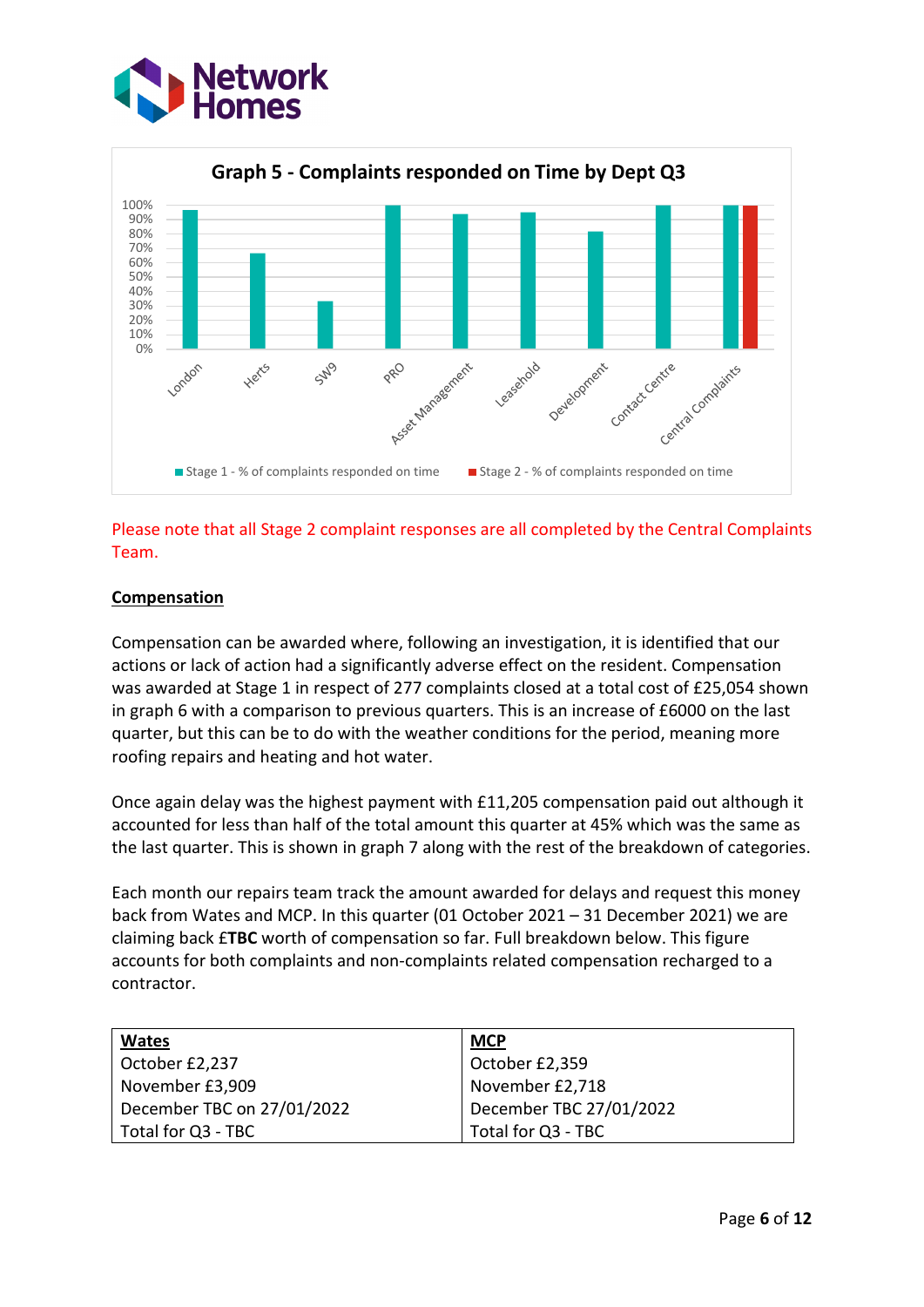**Graph 5 - Complaints responded on Time by Dept Q3**

| Department | Stage 1 - % of complaints responded on time | Stage 2 - % of complaints responded on time |
|---|---|---|
| London | 96% | |
| Herts | 66% | |
| SW9 | 33% | |
| PRO | 100% | |
| Asset Management | 93% | |
| Leasehold | 94% | |
| Development | 81% | |
| Contact Centre | 100% | |
| Central Complaints | 100% | 100% |

Please note that all Stage 2 complaint responses are all completed by the Central Complaints Team.

## Compensation

Compensation can be awarded where, following an investigation, it is identified that our actions or lack of action had a significantly adverse effect on the resident. Compensation was awarded at Stage 1 in respect of 277 complaints closed at a total cost of £25,054 shown in graph 6 with a comparison to previous quarters. This is an increase of £6000 on the last quarter, but this can be to do with the weather conditions for the period, meaning more roofing repairs and heating and hot water.

Once again delay was the highest payment with £11,205 compensation paid out although it accounted for less than half of the total amount this quarter at 45% which was the same as the last quarter. This is shown in graph 7 along with the rest of the breakdown of categories.

Each month our repairs team track the amount awarded for delays and request this money back from Wates and MCP. In this quarter (01 October 2021 – 31 December 2021) we are claiming back £**TBC** worth of compensation so far. Full breakdown below. This figure accounts for both complaints and non-complaints related compensation recharged to a contractor.

| **Wates** | **MCP** |
|---|---|
| October £2,237 | October £2,359 |
| November £3,909 | November £2,718 |
| December TBC on 27/01/2022 | December TBC 27/01/2022 |
| Total for Q3 - TBC | Total for Q3 - TBC |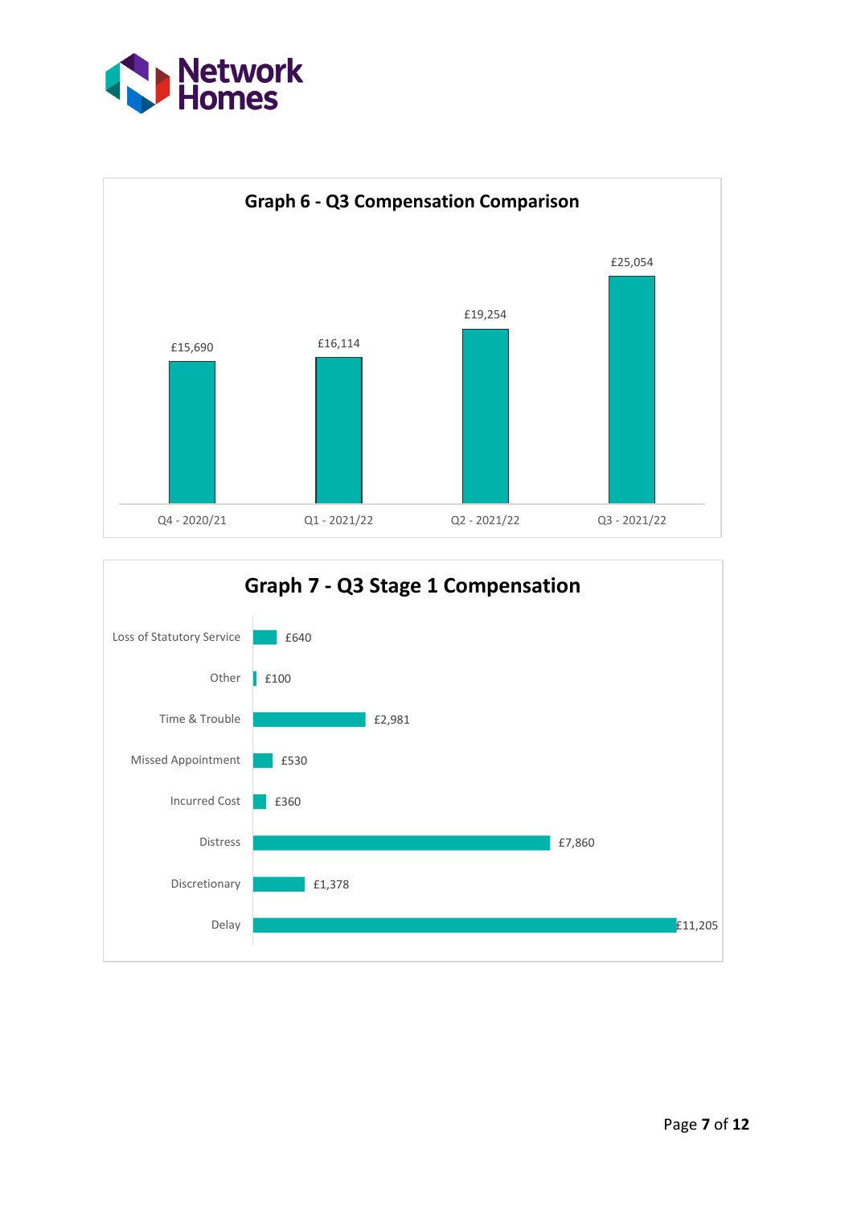## Graph 6 - Q3 Compensation Comparison

| Quarter | Compensation |
|---|---|
| Q4 - 2020/21 | £15,690 |
| Q1 - 2021/22 | £16,114 |
| Q2 - 2021/22 | £19,254 |
| Q3 - 2021/22 | £25,054 |

## Graph 7 - Q3 Stage 1 Compensation

| Category | Compensation |
|---|---|
| Loss of Statutory Service | £640 |
| Other | £100 |
| Time & Trouble | £2,981 |
| Missed Appointment | £530 |
| Incurred Cost | £360 |
| Distress | £7,860 |
| Discretionary | £1,378 |
| Delay | £11,205 |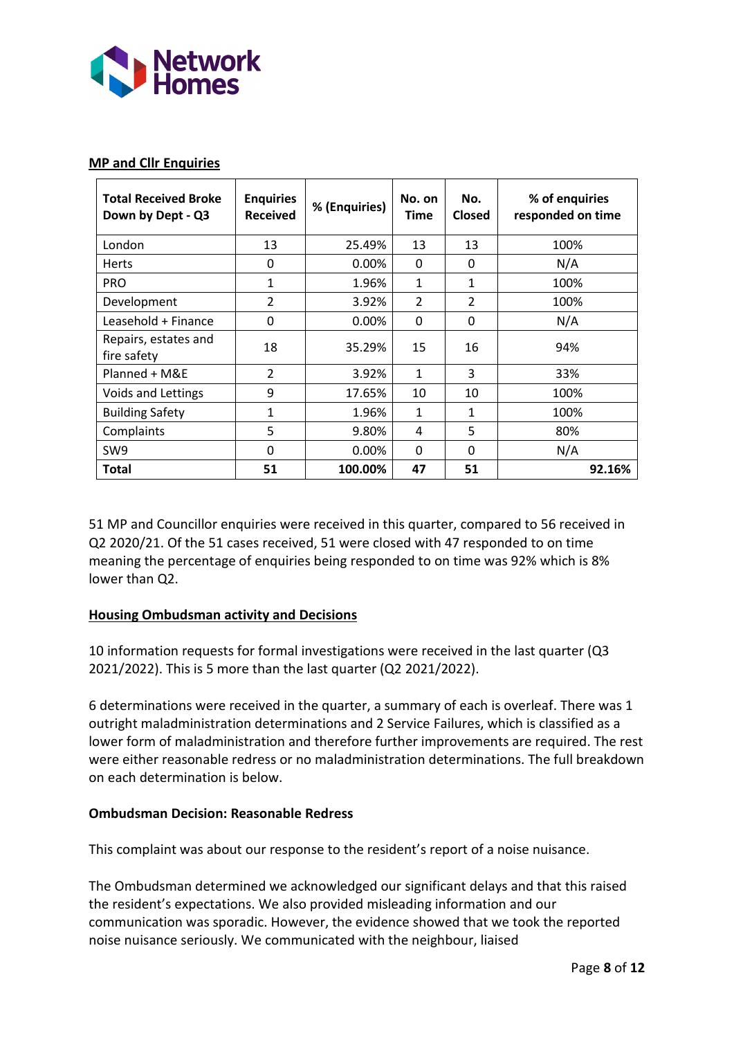## MP and Cllr Enquiries

| Total Received Broke Down by Dept - Q3 | Enquiries Received | % (Enquiries) | No. on Time | No. Closed | % of enquiries responded on time |
|---|---|---|---|---|---|
| London | 13 | 25.49% | 13 | 13 | 100% |
| Herts | 0 | 0.00% | 0 | 0 | N/A |
| PRO | 1 | 1.96% | 1 | 1 | 100% |
| Development | 2 | 3.92% | 2 | 2 | 100% |
| Leasehold + Finance | 0 | 0.00% | 0 | 0 | N/A |
| Repairs, estates and fire safety | 18 | 35.29% | 15 | 16 | 94% |
| Planned + M&E | 2 | 3.92% | 1 | 3 | 33% |
| Voids and Lettings | 9 | 17.65% | 10 | 10 | 100% |
| Building Safety | 1 | 1.96% | 1 | 1 | 100% |
| Complaints | 5 | 9.80% | 4 | 5 | 80% |
| SW9 | 0 | 0.00% | 0 | 0 | N/A |
| **Total** | **51** | **100.00%** | **47** | **51** | **92.16%** |

51 MP and Councillor enquiries were received in this quarter, compared to 56 received in Q2 2020/21. Of the 51 cases received, 51 were closed with 47 responded to on time meaning the percentage of enquiries being responded to on time was 92% which is 8% lower than Q2.

## Housing Ombudsman activity and Decisions

10 information requests for formal investigations were received in the last quarter (Q3 2021/2022). This is 5 more than the last quarter (Q2 2021/2022).

6 determinations were received in the quarter, a summary of each is overleaf. There was 1 outright maladministration determinations and 2 Service Failures, which is classified as a lower form of maladministration and therefore further improvements are required. The rest were either reasonable redress or no maladministration determinations. The full breakdown on each determination is below.

### Ombudsman Decision: Reasonable Redress

This complaint was about our response to the resident's report of a noise nuisance.

The Ombudsman determined we acknowledged our significant delays and that this raised the resident's expectations. We also provided misleading information and our communication was sporadic. However, the evidence showed that we took the reported noise nuisance seriously. We communicated with the neighbour, liaised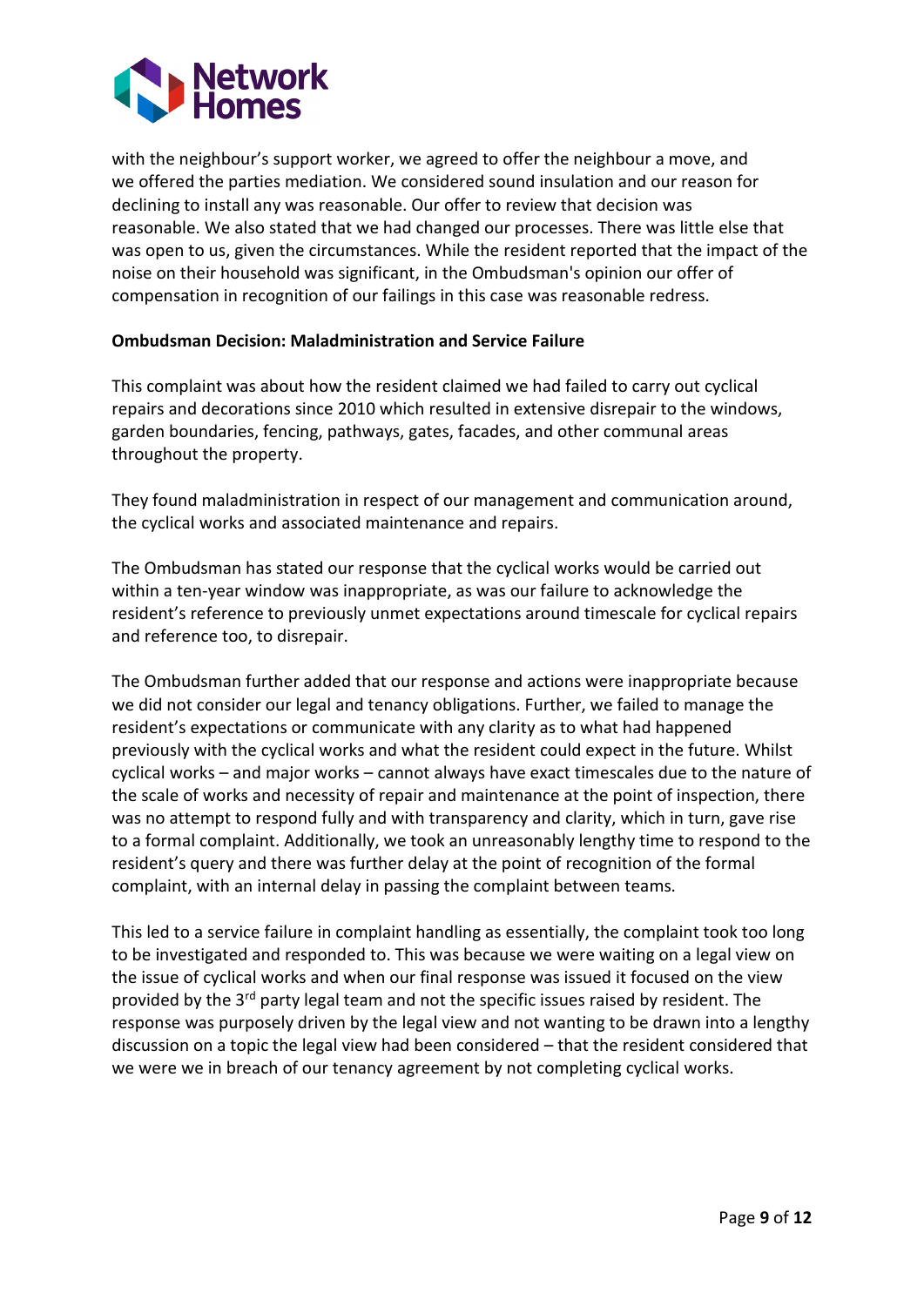with the neighbour's support worker, we agreed to offer the neighbour a move, and we offered the parties mediation. We considered sound insulation and our reason for declining to install any was reasonable. Our offer to review that decision was reasonable. We also stated that we had changed our processes. There was little else that was open to us, given the circumstances. While the resident reported that the impact of the noise on their household was significant, in the Ombudsman's opinion our offer of compensation in recognition of our failings in this case was reasonable redress.

**Ombudsman Decision: Maladministration and Service Failure**

This complaint was about how the resident claimed we had failed to carry out cyclical repairs and decorations since 2010 which resulted in extensive disrepair to the windows, garden boundaries, fencing, pathways, gates, facades, and other communal areas throughout the property.

They found maladministration in respect of our management and communication around, the cyclical works and associated maintenance and repairs.

The Ombudsman has stated our response that the cyclical works would be carried out within a ten-year window was inappropriate, as was our failure to acknowledge the resident's reference to previously unmet expectations around timescale for cyclical repairs and reference too, to disrepair.

The Ombudsman further added that our response and actions were inappropriate because we did not consider our legal and tenancy obligations. Further, we failed to manage the resident's expectations or communicate with any clarity as to what had happened previously with the cyclical works and what the resident could expect in the future. Whilst cyclical works – and major works – cannot always have exact timescales due to the nature of the scale of works and necessity of repair and maintenance at the point of inspection, there was no attempt to respond fully and with transparency and clarity, which in turn, gave rise to a formal complaint. Additionally, we took an unreasonably lengthy time to respond to the resident's query and there was further delay at the point of recognition of the formal complaint, with an internal delay in passing the complaint between teams.

This led to a service failure in complaint handling as essentially, the complaint took too long to be investigated and responded to. This was because we were waiting on a legal view on the issue of cyclical works and when our final response was issued it focused on the view provided by the 3rd party legal team and not the specific issues raised by resident. The response was purposely driven by the legal view and not wanting to be drawn into a lengthy discussion on a topic the legal view had been considered – that the resident considered that we were we in breach of our tenancy agreement by not completing cyclical works.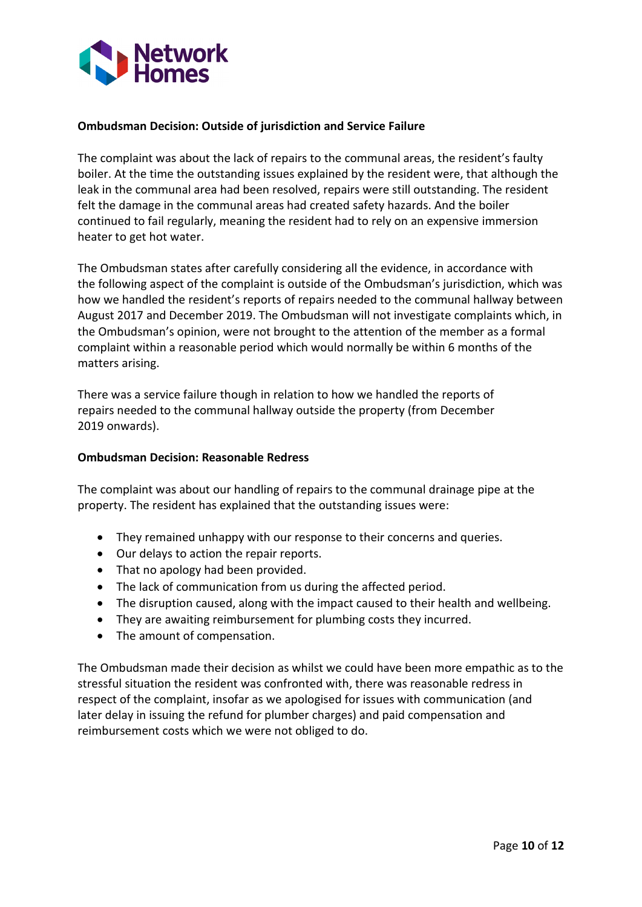**Ombudsman Decision: Outside of jurisdiction and Service Failure**

The complaint was about the lack of repairs to the communal areas, the resident's faulty boiler. At the time the outstanding issues explained by the resident were, that although the leak in the communal area had been resolved, repairs were still outstanding. The resident felt the damage in the communal areas had created safety hazards. And the boiler continued to fail regularly, meaning the resident had to rely on an expensive immersion heater to get hot water.

The Ombudsman states after carefully considering all the evidence, in accordance with the following aspect of the complaint is outside of the Ombudsman's jurisdiction, which was how we handled the resident's reports of repairs needed to the communal hallway between August 2017 and December 2019. The Ombudsman will not investigate complaints which, in the Ombudsman's opinion, were not brought to the attention of the member as a formal complaint within a reasonable period which would normally be within 6 months of the matters arising.

There was a service failure though in relation to how we handled the reports of repairs needed to the communal hallway outside the property (from December 2019 onwards).

**Ombudsman Decision: Reasonable Redress**

The complaint was about our handling of repairs to the communal drainage pipe at the property. The resident has explained that the outstanding issues were:

- They remained unhappy with our response to their concerns and queries.
- Our delays to action the repair reports.
- That no apology had been provided.
- The lack of communication from us during the affected period.
- The disruption caused, along with the impact caused to their health and wellbeing.
- They are awaiting reimbursement for plumbing costs they incurred.
- The amount of compensation.

The Ombudsman made their decision as whilst we could have been more empathic as to the stressful situation the resident was confronted with, there was reasonable redress in respect of the complaint, insofar as we apologised for issues with communication (and later delay in issuing the refund for plumber charges) and paid compensation and reimbursement costs which we were not obliged to do.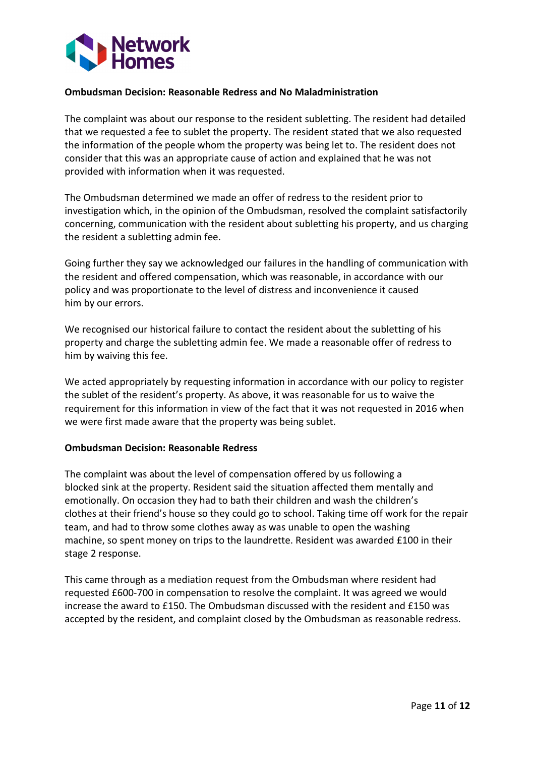**Ombudsman Decision: Reasonable Redress and No Maladministration**

The complaint was about our response to the resident subletting. The resident had detailed that we requested a fee to sublet the property. The resident stated that we also requested the information of the people whom the property was being let to. The resident does not consider that this was an appropriate cause of action and explained that he was not provided with information when it was requested.

The Ombudsman determined we made an offer of redress to the resident prior to investigation which, in the opinion of the Ombudsman, resolved the complaint satisfactorily concerning, communication with the resident about subletting his property, and us charging the resident a subletting admin fee.

Going further they say we acknowledged our failures in the handling of communication with the resident and offered compensation, which was reasonable, in accordance with our policy and was proportionate to the level of distress and inconvenience it caused him by our errors.

We recognised our historical failure to contact the resident about the subletting of his property and charge the subletting admin fee. We made a reasonable offer of redress to him by waiving this fee.

We acted appropriately by requesting information in accordance with our policy to register the sublet of the resident's property. As above, it was reasonable for us to waive the requirement for this information in view of the fact that it was not requested in 2016 when we were first made aware that the property was being sublet.

**Ombudsman Decision: Reasonable Redress**

The complaint was about the level of compensation offered by us following a blocked sink at the property. Resident said the situation affected them mentally and emotionally. On occasion they had to bath their children and wash the children's clothes at their friend's house so they could go to school. Taking time off work for the repair team, and had to throw some clothes away as was unable to open the washing machine, so spent money on trips to the laundrette. Resident was awarded £100 in their stage 2 response.

This came through as a mediation request from the Ombudsman where resident had requested £600-700 in compensation to resolve the complaint. It was agreed we would increase the award to £150. The Ombudsman discussed with the resident and £150 was accepted by the resident, and complaint closed by the Ombudsman as reasonable redress.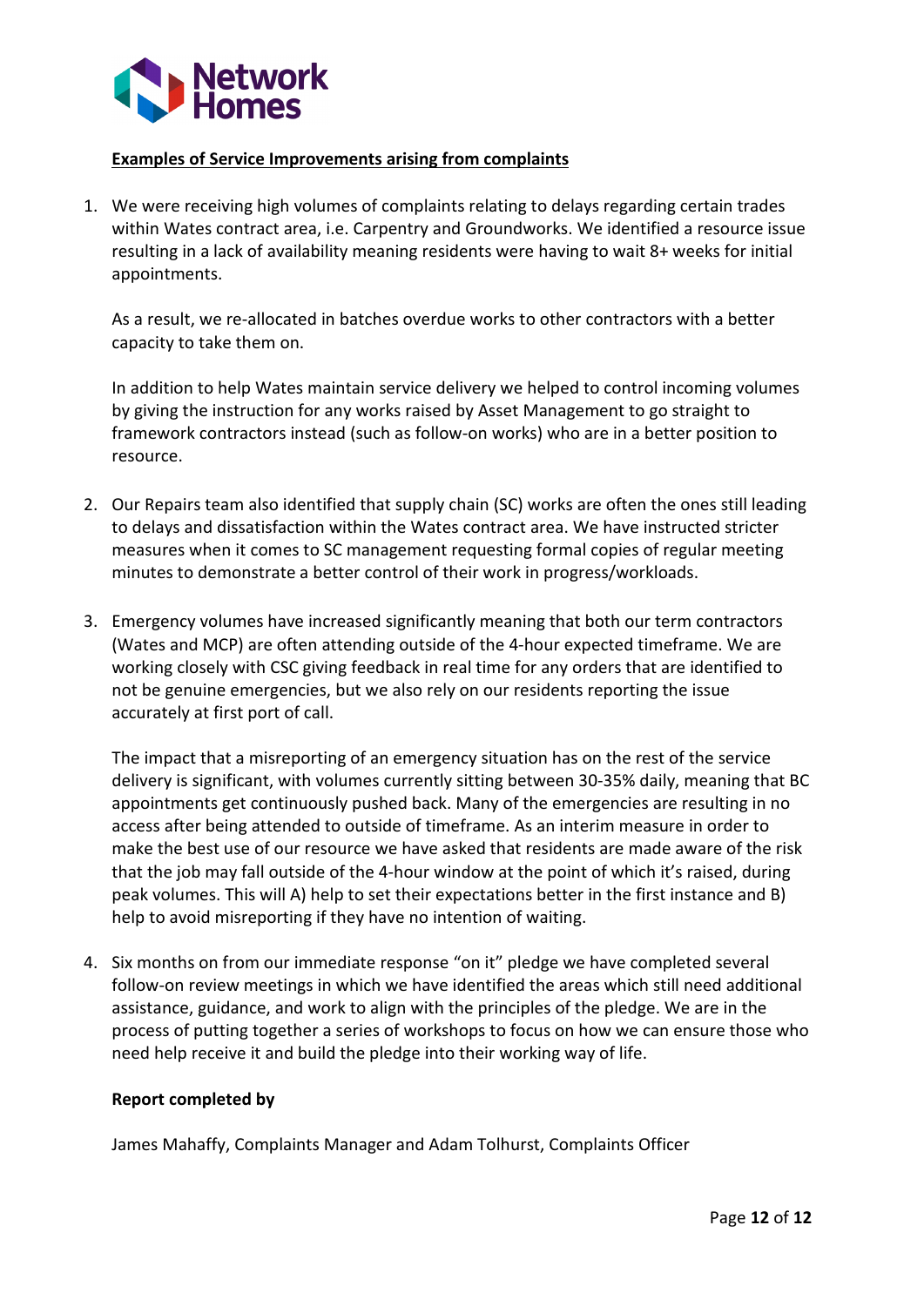**Examples of Service Improvements arising from complaints**

1. We were receiving high volumes of complaints relating to delays regarding certain trades within Wates contract area, i.e. Carpentry and Groundworks. We identified a resource issue resulting in a lack of availability meaning residents were having to wait 8+ weeks for initial appointments.

   As a result, we re-allocated in batches overdue works to other contractors with a better capacity to take them on.

   In addition to help Wates maintain service delivery we helped to control incoming volumes by giving the instruction for any works raised by Asset Management to go straight to framework contractors instead (such as follow-on works) who are in a better position to resource.

2. Our Repairs team also identified that supply chain (SC) works are often the ones still leading to delays and dissatisfaction within the Wates contract area. We have instructed stricter measures when it comes to SC management requesting formal copies of regular meeting minutes to demonstrate a better control of their work in progress/workloads.

3. Emergency volumes have increased significantly meaning that both our term contractors (Wates and MCP) are often attending outside of the 4-hour expected timeframe. We are working closely with CSC giving feedback in real time for any orders that are identified to not be genuine emergencies, but we also rely on our residents reporting the issue accurately at first port of call.

   The impact that a misreporting of an emergency situation has on the rest of the service delivery is significant, with volumes currently sitting between 30-35% daily, meaning that BC appointments get continuously pushed back. Many of the emergencies are resulting in no access after being attended to outside of timeframe. As an interim measure in order to make the best use of our resource we have asked that residents are made aware of the risk that the job may fall outside of the 4-hour window at the point of which it's raised, during peak volumes. This will A) help to set their expectations better in the first instance and B) help to avoid misreporting if they have no intention of waiting.

4. Six months on from our immediate response "on it" pledge we have completed several follow-on review meetings in which we have identified the areas which still need additional assistance, guidance, and work to align with the principles of the pledge. We are in the process of putting together a series of workshops to focus on how we can ensure those who need help receive it and build the pledge into their working way of life.

**Report completed by**

James Mahaffy, Complaints Manager and Adam Tolhurst, Complaints Officer